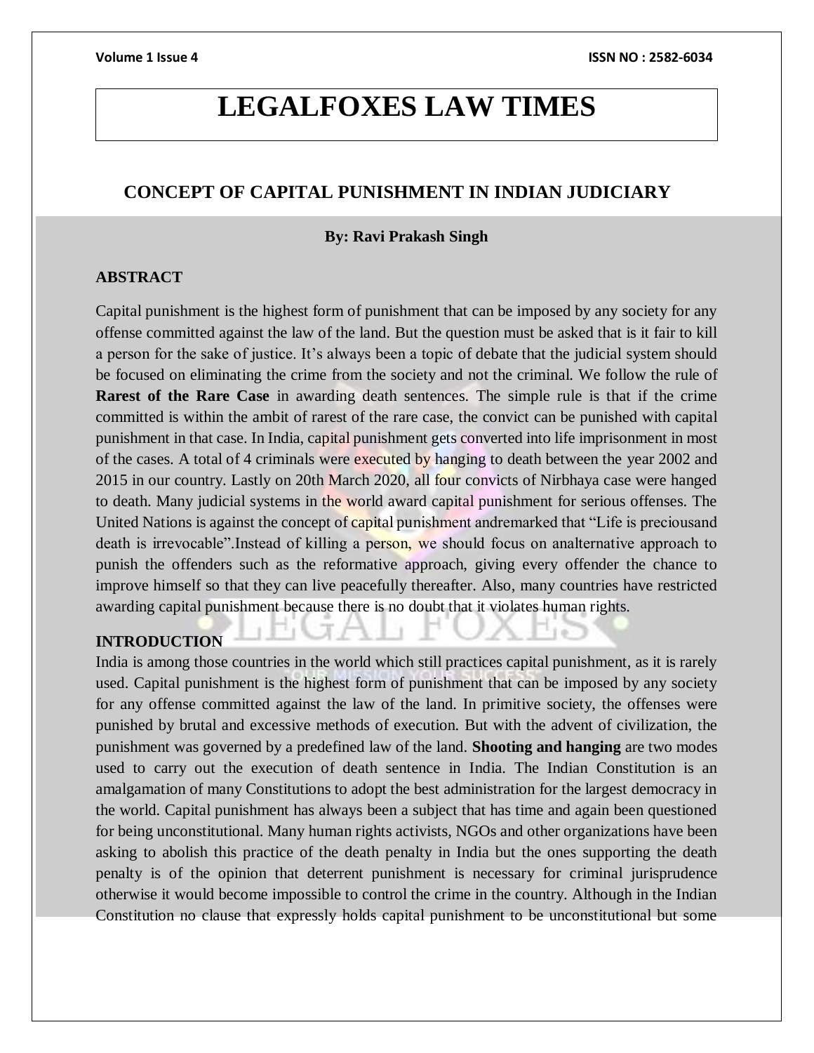# LEGALFOXES LAW TIMES

## CONCEPT OF CAPITAL PUNISHMENT IN INDIAN JUDICIARY

**By: Ravi Prakash Singh**

### ABSTRACT

Capital punishment is the highest form of punishment that can be imposed by any society for any offense committed against the law of the land. But the question must be asked that is it fair to kill a person for the sake of justice. It's always been a topic of debate that the judicial system should be focused on eliminating the crime from the society and not the criminal. We follow the rule of **Rarest of the Rare Case** in awarding death sentences. The simple rule is that if the crime committed is within the ambit of rarest of the rare case, the convict can be punished with capital punishment in that case. In India, capital punishment gets converted into life imprisonment in most of the cases. A total of 4 criminals were executed by hanging to death between the year 2002 and 2015 in our country. Lastly on 20th March 2020, all four convicts of Nirbhaya case were hanged to death. Many judicial systems in the world award capital punishment for serious offenses. The United Nations is against the concept of capital punishment andremarked that "Life is preciousand death is irrevocable".Instead of killing a person, we should focus on analternative approach to punish the offenders such as the reformative approach, giving every offender the chance to improve himself so that they can live peacefully thereafter. Also, many countries have restricted awarding capital punishment because there is no doubt that it violates human rights.

### INTRODUCTION

India is among those countries in the world which still practices capital punishment, as it is rarely used. Capital punishment is the highest form of punishment that can be imposed by any society for any offense committed against the law of the land. In primitive society, the offenses were punished by brutal and excessive methods of execution. But with the advent of civilization, the punishment was governed by a predefined law of the land. **Shooting and hanging** are two modes used to carry out the execution of death sentence in India. The Indian Constitution is an amalgamation of many Constitutions to adopt the best administration for the largest democracy in the world. Capital punishment has always been a subject that has time and again been questioned for being unconstitutional. Many human rights activists, NGOs and other organizations have been asking to abolish this practice of the death penalty in India but the ones supporting the death penalty is of the opinion that deterrent punishment is necessary for criminal jurisprudence otherwise it would become impossible to control the crime in the country. Although in the Indian Constitution no clause that expressly holds capital punishment to be unconstitutional but some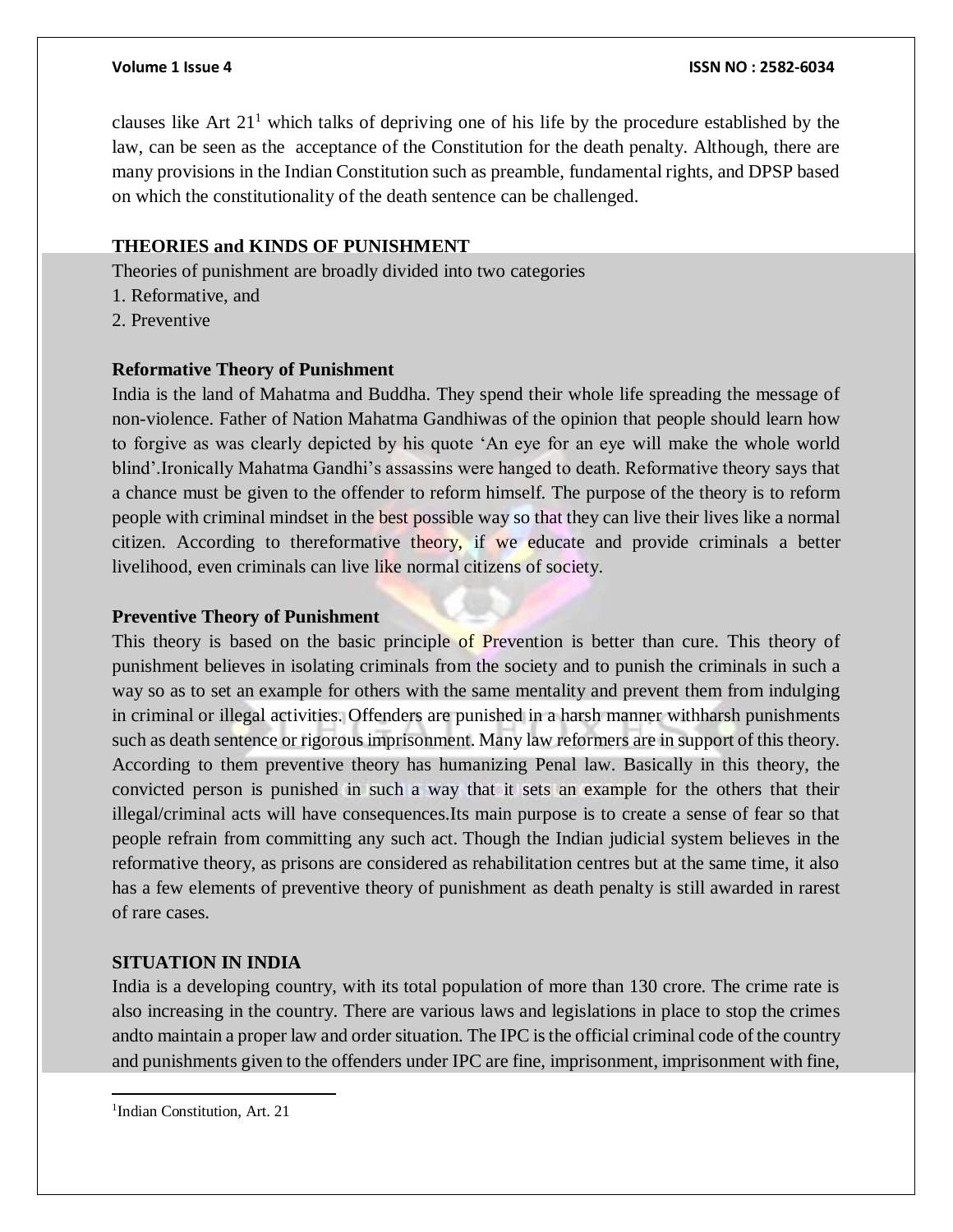clauses like Art 21[1] which talks of depriving one of his life by the procedure established by the law, can be seen as the acceptance of the Constitution for the death penalty. Although, there are many provisions in the Indian Constitution such as preamble, fundamental rights, and DPSP based on which the constitutionality of the death sentence can be challenged.

## THEORIES and KINDS OF PUNISHMENT

Theories of punishment are broadly divided into two categories

1. Reformative, and
2. Preventive

### Reformative Theory of Punishment

India is the land of Mahatma and Buddha. They spend their whole life spreading the message of non-violence. Father of Nation Mahatma Gandhiwas of the opinion that people should learn how to forgive as was clearly depicted by his quote 'An eye for an eye will make the whole world blind'.Ironically Mahatma Gandhi's assassins were hanged to death. Reformative theory says that a chance must be given to the offender to reform himself. The purpose of the theory is to reform people with criminal mindset in the best possible way so that they can live their lives like a normal citizen. According to thereformative theory, if we educate and provide criminals a better livelihood, even criminals can live like normal citizens of society.

### Preventive Theory of Punishment

This theory is based on the basic principle of Prevention is better than cure. This theory of punishment believes in isolating criminals from the society and to punish the criminals in such a way so as to set an example for others with the same mentality and prevent them from indulging in criminal or illegal activities. Offenders are punished in a harsh manner withharsh punishments such as death sentence or rigorous imprisonment. Many law reformers are in support of this theory. According to them preventive theory has humanizing Penal law. Basically in this theory, the convicted person is punished in such a way that it sets an example for the others that their illegal/criminal acts will have consequences.Its main purpose is to create a sense of fear so that people refrain from committing any such act. Though the Indian judicial system believes in the reformative theory, as prisons are considered as rehabilitation centres but at the same time, it also has a few elements of preventive theory of punishment as death penalty is still awarded in rarest of rare cases.

## SITUATION IN INDIA

India is a developing country, with its total population of more than 130 crore. The crime rate is also increasing in the country. There are various laws and legislations in place to stop the crimes andto maintain a proper law and order situation. The IPC is the official criminal code of the country and punishments given to the offenders under IPC are fine, imprisonment, imprisonment with fine,

[1] Indian Constitution, Art. 21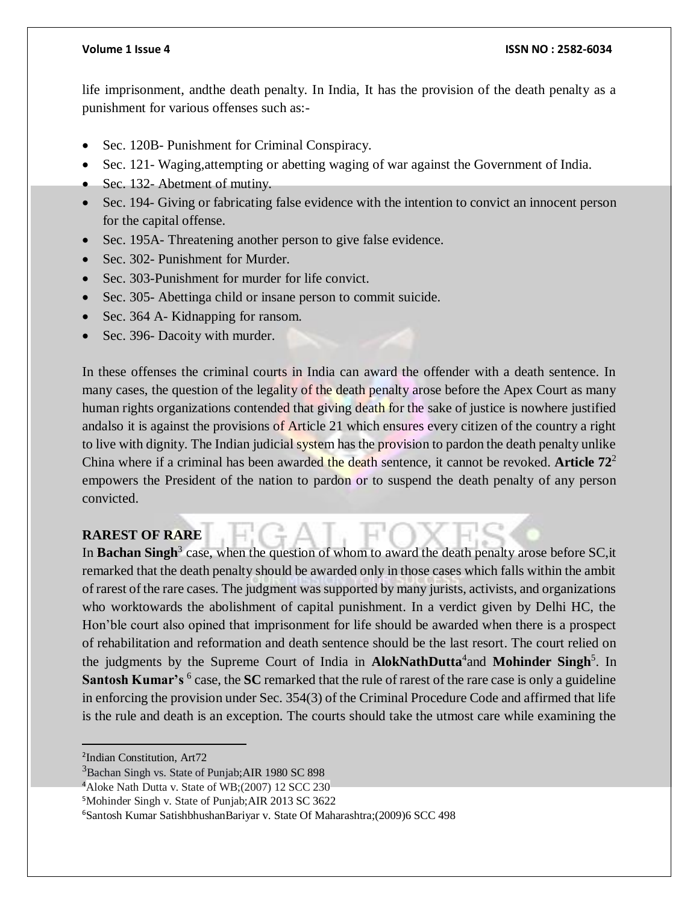life imprisonment, andthe death penalty. In India, It has the provision of the death penalty as a punishment for various offenses such as:-

- Sec. 120B- Punishment for Criminal Conspiracy.
- Sec. 121- Waging,attempting or abetting waging of war against the Government of India.
- Sec. 132- Abetment of mutiny.
- Sec. 194- Giving or fabricating false evidence with the intention to convict an innocent person for the capital offense.
- Sec. 195A- Threatening another person to give false evidence.
- Sec. 302- Punishment for Murder.
- Sec. 303-Punishment for murder for life convict.
- Sec. 305- Abettinga child or insane person to commit suicide.
- Sec. 364 A- Kidnapping for ransom.
- Sec. 396- Dacoity with murder.

In these offenses the criminal courts in India can award the offender with a death sentence. In many cases, the question of the legality of the death penalty arose before the Apex Court as many human rights organizations contended that giving death for the sake of justice is nowhere justified andalso it is against the provisions of Article 21 which ensures every citizen of the country a right to live with dignity. The Indian judicial system has the provision to pardon the death penalty unlike China where if a criminal has been awarded the death sentence, it cannot be revoked. **Article 72**[2] empowers the President of the nation to pardon or to suspend the death penalty of any person convicted.

**RAREST OF RARE**

In **Bachan Singh**[3] case, when the question of whom to award the death penalty arose before SC,it remarked that the death penalty should be awarded only in those cases which falls within the ambit of rarest of the rare cases. The judgment was supported by many jurists, activists, and organizations who worktowards the abolishment of capital punishment. In a verdict given by Delhi HC, the Hon'ble court also opined that imprisonment for life should be awarded when there is a prospect of rehabilitation and reformation and death sentence should be the last resort. The court relied on the judgments by the Supreme Court of India in **AlokNathDutta**[4]and **Mohinder Singh**[5]. In **Santosh Kumar's**[6] case, the **SC** remarked that the rule of rarest of the rare case is only a guideline in enforcing the provision under Sec. 354(3) of the Criminal Procedure Code and affirmed that life is the rule and death is an exception. The courts should take the utmost care while examining the

---

[2]Indian Constitution, Art72

[3]Bachan Singh vs. State of Punjab;AIR 1980 SC 898

[4]Aloke Nath Dutta v. State of WB;(2007) 12 SCC 230

[5]Mohinder Singh v. State of Punjab;AIR 2013 SC 3622

[6]Santosh Kumar SatishbhushanBariyar v. State Of Maharashtra;(2009)6 SCC 498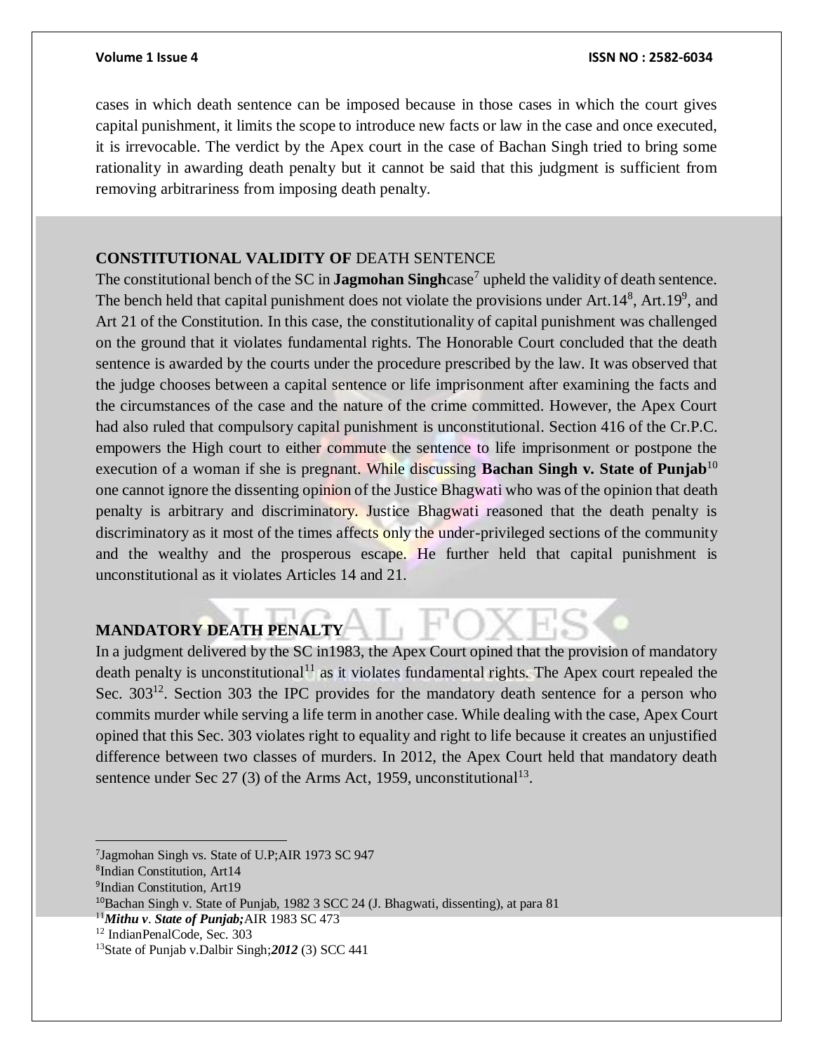cases in which death sentence can be imposed because in those cases in which the court gives capital punishment, it limits the scope to introduce new facts or law in the case and once executed, it is irrevocable. The verdict by the Apex court in the case of Bachan Singh tried to bring some rationality in awarding death penalty but it cannot be said that this judgment is sufficient from removing arbitrariness from imposing death penalty.

## CONSTITUTIONAL VALIDITY OF DEATH SENTENCE

The constitutional bench of the SC in **Jagmohan Singh**case[7] upheld the validity of death sentence. The bench held that capital punishment does not violate the provisions under Art.14[8], Art.19[9], and Art 21 of the Constitution. In this case, the constitutionality of capital punishment was challenged on the ground that it violates fundamental rights. The Honorable Court concluded that the death sentence is awarded by the courts under the procedure prescribed by the law. It was observed that the judge chooses between a capital sentence or life imprisonment after examining the facts and the circumstances of the case and the nature of the crime committed. However, the Apex Court had also ruled that compulsory capital punishment is unconstitutional. Section 416 of the Cr.P.C. empowers the High court to either commute the sentence to life imprisonment or postpone the execution of a woman if she is pregnant. While discussing **Bachan Singh v. State of Punjab**[10] one cannot ignore the dissenting opinion of the Justice Bhagwati who was of the opinion that death penalty is arbitrary and discriminatory. Justice Bhagwati reasoned that the death penalty is discriminatory as it most of the times affects only the under-privileged sections of the community and the wealthy and the prosperous escape. He further held that capital punishment is unconstitutional as it violates Articles 14 and 21.

## MANDATORY DEATH PENALTY

In a judgment delivered by the SC in1983, the Apex Court opined that the provision of mandatory death penalty is unconstitutional[11] as it violates fundamental rights. The Apex court repealed the Sec. 303[12]. Section 303 the IPC provides for the mandatory death sentence for a person who commits murder while serving a life term in another case. While dealing with the case, Apex Court opined that this Sec. 303 violates right to equality and right to life because it creates an unjustified difference between two classes of murders. In 2012, the Apex Court held that mandatory death sentence under Sec 27 (3) of the Arms Act, 1959, unconstitutional[13].

---

[7]Jagmohan Singh vs. State of U.P;AIR 1973 SC 947

[8]Indian Constitution, Art14

[9]Indian Constitution, Art19

[10]Bachan Singh v. State of Punjab, 1982 3 SCC 24 (J. Bhagwati, dissenting), at para 81

[11]***Mithu v. State of Punjab;***AIR 1983 SC 473

[12] IndianPenalCode, Sec. 303

[13]State of Punjab v.Dalbir Singh;***2012*** (3) SCC 441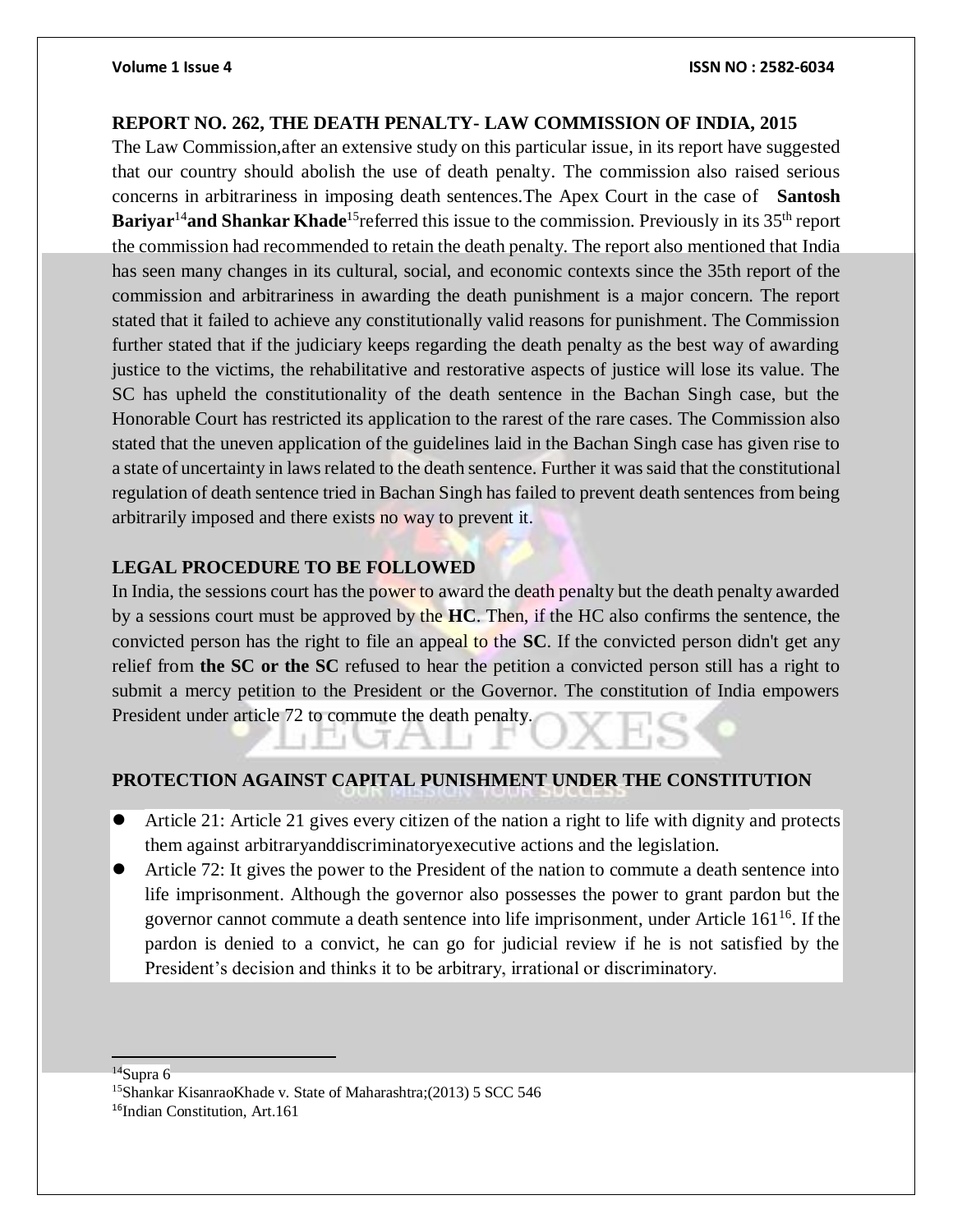### REPORT NO. 262, THE DEATH PENALTY- LAW COMMISSION OF INDIA, 2015

The Law Commission,after an extensive study on this particular issue, in its report have suggested that our country should abolish the use of death penalty. The commission also raised serious concerns in arbitrariness in imposing death sentences.The Apex Court in the case of **Santosh Bariyar**[14]**and Shankar Khade**[15]referred this issue to the commission. Previously in its 35th report the commission had recommended to retain the death penalty. The report also mentioned that India has seen many changes in its cultural, social, and economic contexts since the 35th report of the commission and arbitrariness in awarding the death punishment is a major concern. The report stated that it failed to achieve any constitutionally valid reasons for punishment. The Commission further stated that if the judiciary keeps regarding the death penalty as the best way of awarding justice to the victims, the rehabilitative and restorative aspects of justice will lose its value. The SC has upheld the constitutionality of the death sentence in the Bachan Singh case, but the Honorable Court has restricted its application to the rarest of the rare cases. The Commission also stated that the uneven application of the guidelines laid in the Bachan Singh case has given rise to a state of uncertainty in laws related to the death sentence. Further it was said that the constitutional regulation of death sentence tried in Bachan Singh has failed to prevent death sentences from being arbitrarily imposed and there exists no way to prevent it.

### LEGAL PROCEDURE TO BE FOLLOWED

In India, the sessions court has the power to award the death penalty but the death penalty awarded by a sessions court must be approved by the **HC**. Then, if the HC also confirms the sentence, the convicted person has the right to file an appeal to the **SC**. If the convicted person didn't get any relief from **the SC or the SC** refused to hear the petition a convicted person still has a right to submit a mercy petition to the President or the Governor. The constitution of India empowers President under article 72 to commute the death penalty.

### PROTECTION AGAINST CAPITAL PUNISHMENT UNDER THE CONSTITUTION

- Article 21: Article 21 gives every citizen of the nation a right to life with dignity and protects them against arbitraryanddiscriminatoryexecutive actions and the legislation.
- Article 72: It gives the power to the President of the nation to commute a death sentence into life imprisonment. Although the governor also possesses the power to grant pardon but the governor cannot commute a death sentence into life imprisonment, under Article 161[16]. If the pardon is denied to a convict, he can go for judicial review if he is not satisfied by the President's decision and thinks it to be arbitrary, irrational or discriminatory.

---

[14]Supra 6

[15]Shankar KisanraoKhade v. State of Maharashtra;(2013) 5 SCC 546

[16]Indian Constitution, Art.161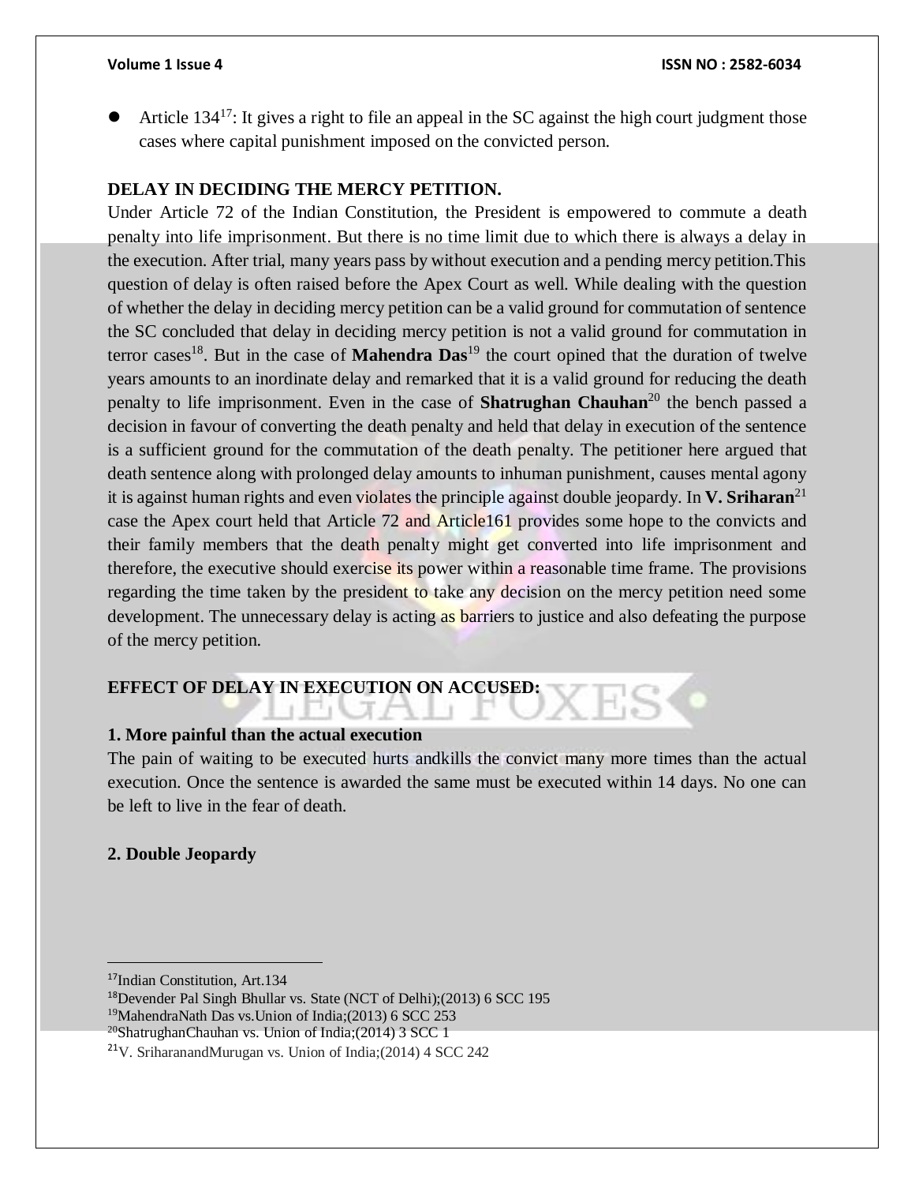- Article 134[17]: It gives a right to file an appeal in the SC against the high court judgment those cases where capital punishment imposed on the convicted person.

**DELAY IN DECIDING THE MERCY PETITION.**

Under Article 72 of the Indian Constitution, the President is empowered to commute a death penalty into life imprisonment. But there is no time limit due to which there is always a delay in the execution. After trial, many years pass by without execution and a pending mercy petition.This question of delay is often raised before the Apex Court as well. While dealing with the question of whether the delay in deciding mercy petition can be a valid ground for commutation of sentence the SC concluded that delay in deciding mercy petition is not a valid ground for commutation in terror cases[18]. But in the case of **Mahendra Das**[19] the court opined that the duration of twelve years amounts to an inordinate delay and remarked that it is a valid ground for reducing the death penalty to life imprisonment. Even in the case of **Shatrughan Chauhan**[20] the bench passed a decision in favour of converting the death penalty and held that delay in execution of the sentence is a sufficient ground for the commutation of the death penalty. The petitioner here argued that death sentence along with prolonged delay amounts to inhuman punishment, causes mental agony it is against human rights and even violates the principle against double jeopardy. In **V. Sriharan**[21] case the Apex court held that Article 72 and Article161 provides some hope to the convicts and their family members that the death penalty might get converted into life imprisonment and therefore, the executive should exercise its power within a reasonable time frame. The provisions regarding the time taken by the president to take any decision on the mercy petition need some development. The unnecessary delay is acting as barriers to justice and also defeating the purpose of the mercy petition.

**EFFECT OF DELAY IN EXECUTION ON ACCUSED:**

**1. More painful than the actual execution**

The pain of waiting to be executed hurts andkills the convict many more times than the actual execution. Once the sentence is awarded the same must be executed within 14 days. No one can be left to live in the fear of death.

**2. Double Jeopardy**

---

[17]Indian Constitution, Art.134

[18]Devender Pal Singh Bhullar vs. State (NCT of Delhi);(2013) 6 SCC 195

[19]MahendraNath Das vs.Union of India;(2013) 6 SCC 253

[20]ShatrughanChauhan vs. Union of India;(2014) 3 SCC 1

[21]V. SriharanandMurugan vs. Union of India;(2014) 4 SCC 242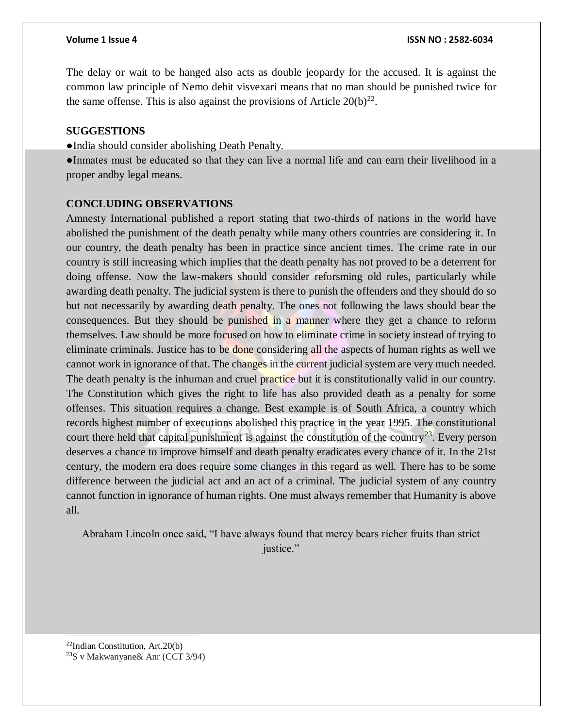The delay or wait to be hanged also acts as double jeopardy for the accused. It is against the common law principle of Nemo debit visvexari means that no man should be punished twice for the same offense. This is also against the provisions of Article 20(b)[22].

**SUGGESTIONS**

- India should consider abolishing Death Penalty.
- Inmates must be educated so that they can live a normal life and can earn their livelihood in a proper andby legal means.

**CONCLUDING OBSERVATIONS**

Amnesty International published a report stating that two-thirds of nations in the world have abolished the punishment of the death penalty while many others countries are considering it. In our country, the death penalty has been in practice since ancient times. The crime rate in our country is still increasing which implies that the death penalty has not proved to be a deterrent for doing offense. Now the law-makers should consider reforsming old rules, particularly while awarding death penalty. The judicial system is there to punish the offenders and they should do so but not necessarily by awarding death penalty. The ones not following the laws should bear the consequences. But they should be punished in a manner where they get a chance to reform themselves. Law should be more focused on how to eliminate crime in society instead of trying to eliminate criminals. Justice has to be done considering all the aspects of human rights as well we cannot work in ignorance of that. The changes in the current judicial system are very much needed. The death penalty is the inhuman and cruel practice but it is constitutionally valid in our country. The Constitution which gives the right to life has also provided death as a penalty for some offenses. This situation requires a change. Best example is of South Africa, a country which records highest number of executions abolished this practice in the year 1995. The constitutional court there held that capital punishment is against the constitution of the country[23]. Every person deserves a chance to improve himself and death penalty eradicates every chance of it. In the 21st century, the modern era does require some changes in this regard as well. There has to be some difference between the judicial act and an act of a criminal. The judicial system of any country cannot function in ignorance of human rights. One must always remember that Humanity is above all.

Abraham Lincoln once said, "I have always found that mercy bears richer fruits than strict justice."

---

[22]Indian Constitution, Art.20(b)

[23]S v Makwanyane& Anr (CCT 3/94)